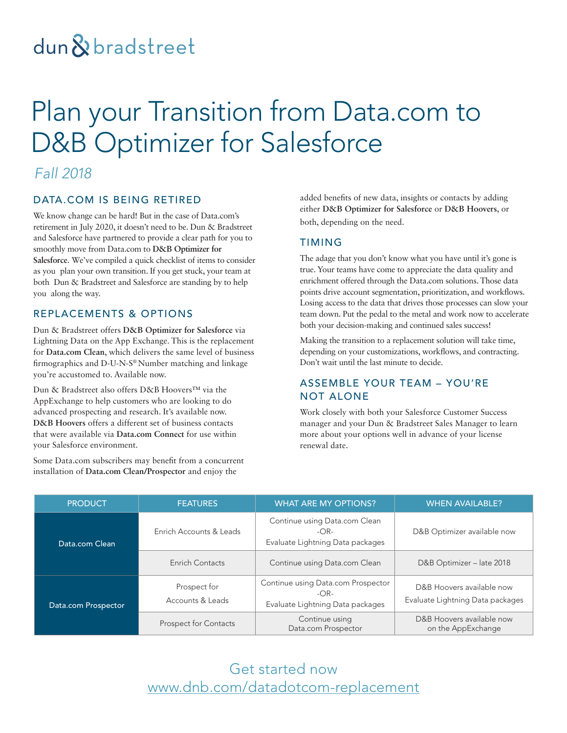dun & bradstreet

# Plan your Transition from Data.com to D&B Optimizer for Salesforce

*Fall 2018*

## DATA.COM IS BEING RETIRED

We know change can be hard! But in the case of Data.com's retirement in July 2020, it doesn't need to be. Dun & Bradstreet and Salesforce have partnered to provide a clear path for you to smoothly move from Data.com to **D&B Optimizer for Salesforce**. We've compiled a quick checklist of items to consider as you plan your own transition. If you get stuck, your team at both Dun & Bradstreet and Salesforce are standing by to help you along the way.

## REPLACEMENTS & OPTIONS

Dun & Bradstreet offers **D&B Optimizer for Salesforce** via Lightning Data on the App Exchange. This is the replacement for **Data.com Clean**, which delivers the same level of business firmographics and D-U-N-S® Number matching and linkage you're accustomed to. Available now.

Dun & Bradstreet also offers D&B Hoovers™ via the AppExchange to help customers who are looking to do advanced prospecting and research. It's available now. **D&B Hoovers** offers a different set of business contacts that were available via **Data.com Connect** for use within your Salesforce environment.

Some Data.com subscribers may benefit from a concurrent installation of **Data.com Clean/Prospector** and enjoy the added benefits of new data, insights or contacts by adding either **D&B Optimizer for Salesforce** or **D&B Hoovers**, or both, depending on the need.

## TIMING

The adage that you don't know what you have until it's gone is true. Your teams have come to appreciate the data quality and enrichment offered through the Data.com solutions. Those data points drive account segmentation, prioritization, and workflows. Losing access to the data that drives those processes can slow your team down. Put the pedal to the metal and work now to accelerate both your decision-making and continued sales success!

Making the transition to a replacement solution will take time, depending on your customizations, workflows, and contracting. Don't wait until the last minute to decide.

## ASSEMBLE YOUR TEAM – YOU'RE NOT ALONE

Work closely with both your Salesforce Customer Success manager and your Dun & Bradstreet Sales Manager to learn more about your options well in advance of your license renewal date.

| PRODUCT | FEATURES | WHAT ARE MY OPTIONS? | WHEN AVAILABLE? |
|---|---|---|---|
| Data.com Clean | Enrich Accounts & Leads | Continue using Data.com Clean -OR- Evaluate Lightning Data packages | D&B Optimizer available now |
| | Enrich Contacts | Continue using Data.com Clean | D&B Optimizer – late 2018 |
| Data.com Prospector | Prospect for Accounts & Leads | Continue using Data.com Prospector -OR- Evaluate Lightning Data packages | D&B Hoovers available now Evaluate Lightning Data packages |
| | Prospect for Contacts | Continue using Data.com Prospector | D&B Hoovers available now on the AppExchange |

Get started now
www.dnb.com/datadotcom-replacement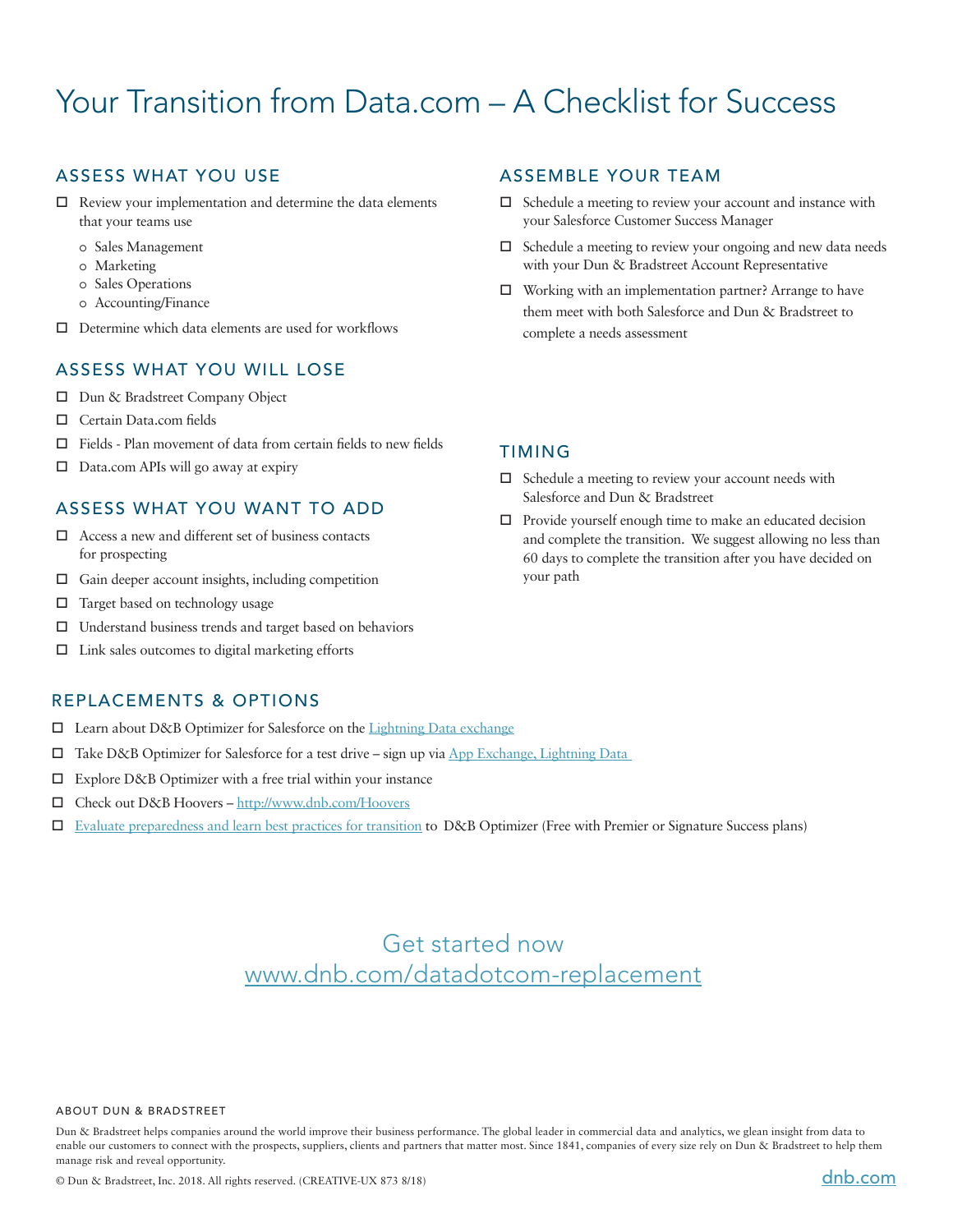# Your Transition from Data.com – A Checklist for Success

## ASSESS WHAT YOU USE

- ☐ Review your implementation and determine the data elements that your teams use
  - Sales Management
  - Marketing
  - Sales Operations
  - Accounting/Finance
- ☐ Determine which data elements are used for workflows

## ASSESS WHAT YOU WILL LOSE

- ☐ Dun & Bradstreet Company Object
- ☐ Certain Data.com fields
- ☐ Fields - Plan movement of data from certain fields to new fields
- ☐ Data.com APIs will go away at expiry

## ASSESS WHAT YOU WANT TO ADD

- ☐ Access a new and different set of business contacts for prospecting
- ☐ Gain deeper account insights, including competition
- ☐ Target based on technology usage
- ☐ Understand business trends and target based on behaviors
- ☐ Link sales outcomes to digital marketing efforts

## ASSEMBLE YOUR TEAM

- ☐ Schedule a meeting to review your account and instance with your Salesforce Customer Success Manager
- ☐ Schedule a meeting to review your ongoing and new data needs with your Dun & Bradstreet Account Representative
- ☐ Working with an implementation partner? Arrange to have them meet with both Salesforce and Dun & Bradstreet to complete a needs assessment

## TIMING

- ☐ Schedule a meeting to review your account needs with Salesforce and Dun & Bradstreet
- ☐ Provide yourself enough time to make an educated decision and complete the transition. We suggest allowing no less than 60 days to complete the transition after you have decided on your path

## REPLACEMENTS & OPTIONS

- ☐ Learn about D&B Optimizer for Salesforce on the Lightning Data exchange
- ☐ Take D&B Optimizer for Salesforce for a test drive – sign up via App Exchange, Lightning Data
- ☐ Explore D&B Optimizer with a free trial within your instance
- ☐ Check out D&B Hoovers – http://www.dnb.com/Hoovers
- ☐ Evaluate preparedness and learn best practices for transition to D&B Optimizer (Free with Premier or Signature Success plans)

Get started now
www.dnb.com/datadotcom-replacement

ABOUT DUN & BRADSTREET

Dun & Bradstreet helps companies around the world improve their business performance. The global leader in commercial data and analytics, we glean insight from data to enable our customers to connect with the prospects, suppliers, clients and partners that matter most. Since 1841, companies of every size rely on Dun & Bradstreet to help them manage risk and reveal opportunity.

© Dun & Bradstreet, Inc. 2018. All rights reserved. (CREATIVE-UX 873 8/18)

dnb.com